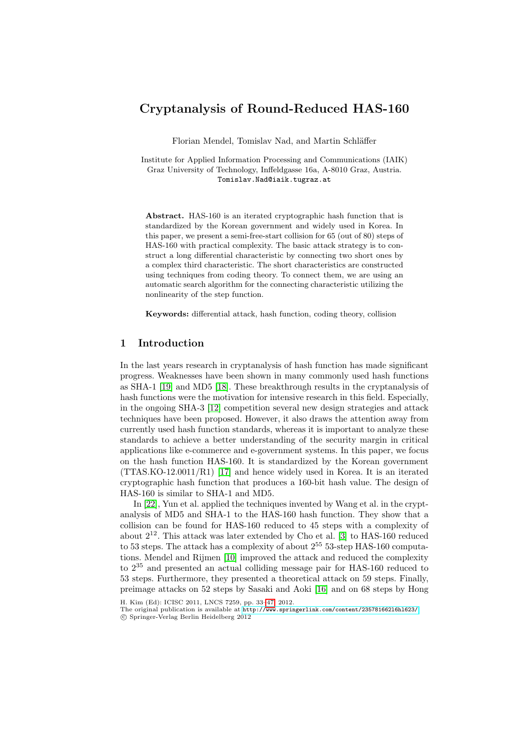# Cryptanalysis of Round-Reduced HAS-160

Florian Mendel, Tomislav Nad, and Martin Schläffer

Institute for Applied Information Processing and Communications (IAIK)
Graz University of Technology, Inffeldgasse 16a, A-8010 Graz, Austria.
Tomislav.Nad@iaik.tugraz.at

**Abstract.** HAS-160 is an iterated cryptographic hash function that is standardized by the Korean government and widely used in Korea. In this paper, we present a semi-free-start collision for 65 (out of 80) steps of HAS-160 with practical complexity. The basic attack strategy is to construct a long differential characteristic by connecting two short ones by a complex third characteristic. The short characteristics are constructed using techniques from coding theory. To connect them, we are using an automatic search algorithm for the connecting characteristic utilizing the nonlinearity of the step function.

**Keywords:** differential attack, hash function, coding theory, collision

## 1 Introduction

In the last years research in cryptanalysis of hash function has made significant progress. Weaknesses have been shown in many commonly used hash functions as SHA-1 [19] and MD5 [18]. These breakthrough results in the cryptanalysis of hash functions were the motivation for intensive research in this field. Especially, in the ongoing SHA-3 [12] competition several new design strategies and attack techniques have been proposed. However, it also draws the attention away from currently used hash function standards, whereas it is important to analyze these standards to achieve a better understanding of the security margin in critical applications like e-commerce and e-government systems. In this paper, we focus on the hash function HAS-160. It is standardized by the Korean government (TTAS.KO-12.0011/R1) [17] and hence widely used in Korea. It is an iterated cryptographic hash function that produces a 160-bit hash value. The design of HAS-160 is similar to SHA-1 and MD5.

In [22], Yun et al. applied the techniques invented by Wang et al. in the cryptanalysis of MD5 and SHA-1 to the HAS-160 hash function. They show that a collision can be found for HAS-160 reduced to 45 steps with a complexity of about $2^{12}$. This attack was later extended by Cho et al. [3] to HAS-160 reduced to 53 steps. The attack has a complexity of about $2^{55}$ 53-step HAS-160 computations. Mendel and Rijmen [10] improved the attack and reduced the complexity to $2^{35}$ and presented an actual colliding message pair for HAS-160 reduced to 53 steps. Furthermore, they presented a theoretical attack on 59 steps. Finally, preimage attacks on 52 steps by Sasaki and Aoki [16] and on 68 steps by Hong

H. Kim (Ed): ICISC 2011, LNCS 7259, pp. 33–47, 2012.
The original publication is available at http://www.springerlink.com/content/23578166216hl623/
© Springer-Verlag Berlin Heidelberg 2012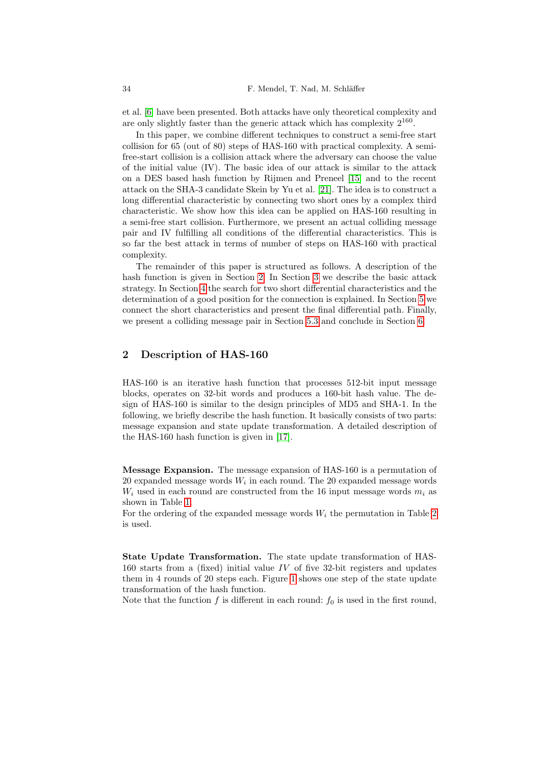et al. [6] have been presented. Both attacks have only theoretical complexity and are only slightly faster than the generic attack which has complexity $2^{160}$.

In this paper, we combine different techniques to construct a semi-free start collision for 65 (out of 80) steps of HAS-160 with practical complexity. A semi-free-start collision is a collision attack where the adversary can choose the value of the initial value (IV). The basic idea of our attack is similar to the attack on a DES based hash function by Rijmen and Preneel [15] and to the recent attack on the SHA-3 candidate Skein by Yu et al. [21]. The idea is to construct a long differential characteristic by connecting two short ones by a complex third characteristic. We show how this idea can be applied on HAS-160 resulting in a semi-free start collision. Furthermore, we present an actual colliding message pair and IV fulfilling all conditions of the differential characteristics. This is so far the best attack in terms of number of steps on HAS-160 with practical complexity.

The remainder of this paper is structured as follows. A description of the hash function is given in Section 2. In Section 3 we describe the basic attack strategy. In Section 4 the search for two short differential characteristics and the determination of a good position for the connection is explained. In Section 5 we connect the short characteristics and present the final differential path. Finally, we present a colliding message pair in Section 5.3 and conclude in Section 6.

## 2 Description of HAS-160

HAS-160 is an iterative hash function that processes 512-bit input message blocks, operates on 32-bit words and produces a 160-bit hash value. The design of HAS-160 is similar to the design principles of MD5 and SHA-1. In the following, we briefly describe the hash function. It basically consists of two parts: message expansion and state update transformation. A detailed description of the HAS-160 hash function is given in [17].

**Message Expansion.** The message expansion of HAS-160 is a permutation of 20 expanded message words $W_i$ in each round. The 20 expanded message words $W_i$ used in each round are constructed from the 16 input message words $m_i$ as shown in Table 1.
For the ordering of the expanded message words $W_i$ the permutation in Table 2 is used.

**State Update Transformation.** The state update transformation of HAS-160 starts from a (fixed) initial value $IV$ of five 32-bit registers and updates them in 4 rounds of 20 steps each. Figure 1 shows one step of the state update transformation of the hash function.
Note that the function $f$ is different in each round: $f_0$ is used in the first round,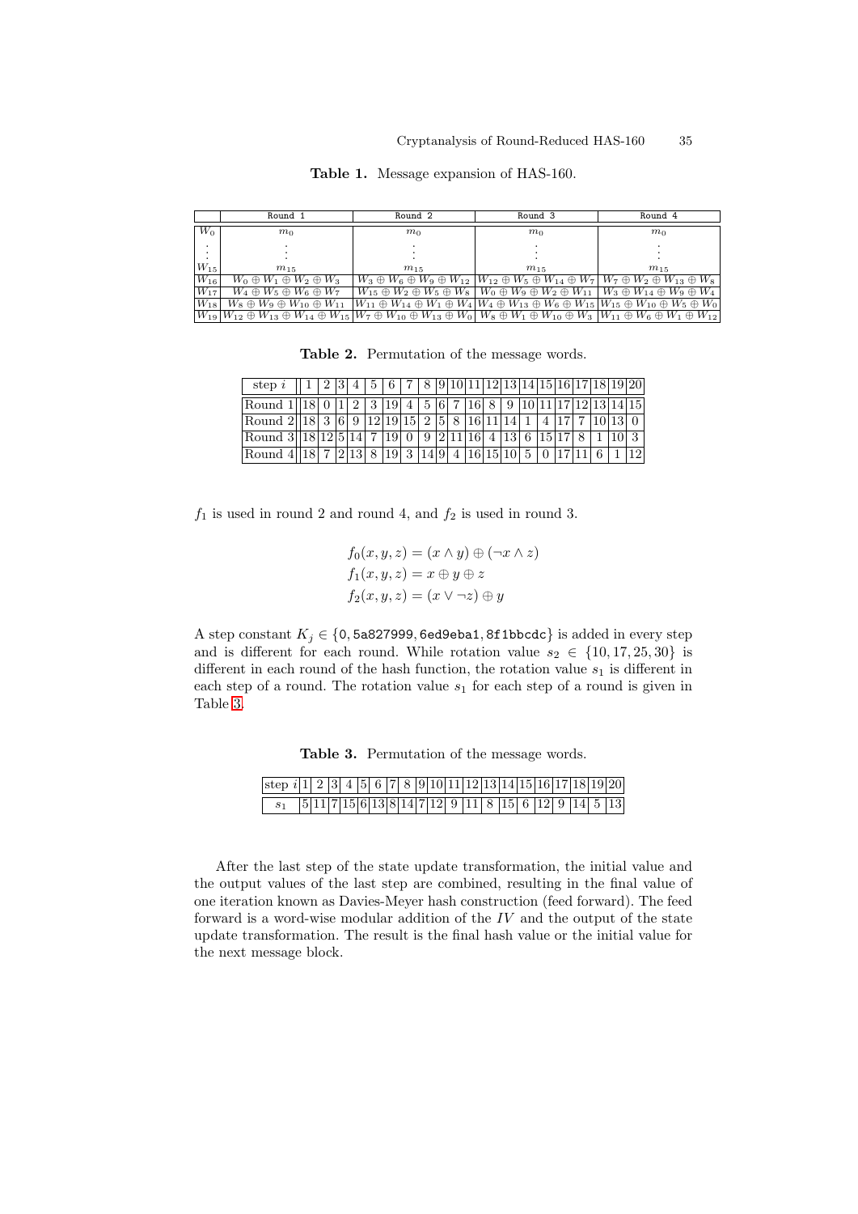**Table 1.** Message expansion of HAS-160.

| | Round 1 | Round 2 | Round 3 | Round 4 |
|---|---|---|---|---|
| $W_0$ | $m_0$ | $m_0$ | $m_0$ | $m_0$ |
| $\vdots$ | $\vdots$ | $\vdots$ | $\vdots$ | $\vdots$ |
| $W_{15}$ | $m_{15}$ | $m_{15}$ | $m_{15}$ | $m_{15}$ |
| $W_{16}$ | $W_0 \oplus W_1 \oplus W_2 \oplus W_3$ | $W_3 \oplus W_6 \oplus W_9 \oplus W_{12}$ | $W_{12} \oplus W_5 \oplus W_{14} \oplus W_7$ | $W_7 \oplus W_2 \oplus W_{13} \oplus W_8$ |
| $W_{17}$ | $W_4 \oplus W_5 \oplus W_6 \oplus W_7$ | $W_{15} \oplus W_2 \oplus W_5 \oplus W_8$ | $W_0 \oplus W_9 \oplus W_2 \oplus W_{11}$ | $W_3 \oplus W_{14} \oplus W_9 \oplus W_4$ |
| $W_{18}$ | $W_8 \oplus W_9 \oplus W_{10} \oplus W_{11}$ | $W_{11} \oplus W_{14} \oplus W_1 \oplus W_4$ | $W_4 \oplus W_{13} \oplus W_6 \oplus W_{15}$ | $W_{15} \oplus W_{10} \oplus W_5 \oplus W_0$ |
| $W_{19}$ | $W_{12} \oplus W_{13} \oplus W_{14} \oplus W_{15}$ | $W_7 \oplus W_{10} \oplus W_{13} \oplus W_0$ | $W_8 \oplus W_1 \oplus W_{10} \oplus W_3$ | $W_{11} \oplus W_6 \oplus W_1 \oplus W_{12}$ |

**Table 2.** Permutation of the message words.

| step $i$ | 1 | 2 | 3 | 4 | 5 | 6 | 7 | 8 | 9 | 10 | 11 | 12 | 13 | 14 | 15 | 16 | 17 | 18 | 19 | 20 |
|---|---|---|---|---|---|---|---|---|---|---|---|---|---|---|---|---|---|---|---|---|
| Round 1 | 18 | 0 | 1 | 2 | 3 | 19 | 4 | 5 | 6 | 7 | 16 | 8 | 9 | 10 | 11 | 17 | 12 | 13 | 14 | 15 |
| Round 2 | 18 | 3 | 6 | 9 | 12 | 19 | 15 | 2 | 5 | 8 | 16 | 11 | 14 | 1 | 4 | 17 | 7 | 10 | 13 | 0 |
| Round 3 | 18 | 12 | 5 | 14 | 7 | 19 | 0 | 9 | 2 | 11 | 16 | 4 | 13 | 6 | 15 | 17 | 8 | 1 | 10 | 3 |
| Round 4 | 18 | 7 | 2 | 13 | 8 | 19 | 3 | 14 | 9 | 4 | 16 | 15 | 10 | 5 | 0 | 17 | 11 | 6 | 1 | 12 |

$f_1$ is used in round 2 and round 4, and $f_2$ is used in round 3.

$$f_0(x, y, z) = (x \wedge y) \oplus (\neg x \wedge z)$$
$$f_1(x, y, z) = x \oplus y \oplus z$$
$$f_2(x, y, z) = (x \vee \neg z) \oplus y$$

A step constant $K_j \in \{\texttt{0}, \texttt{5a827999}, \texttt{6ed9eba1}, \texttt{8f1bbcdc}\}$ is added in every step and is different for each round. While rotation value $s_2 \in \{10, 17, 25, 30\}$ is different in each round of the hash function, the rotation value $s_1$ is different in each step of a round. The rotation value $s_1$ for each step of a round is given in Table 3.

**Table 3.** Permutation of the message words.

| step $i$ | 1 | 2 | 3 | 4 | 5 | 6 | 7 | 8 | 9 | 10 | 11 | 12 | 13 | 14 | 15 | 16 | 17 | 18 | 19 | 20 |
|---|---|---|---|---|---|---|---|---|---|---|---|---|---|---|---|---|---|---|---|---|
| $s_1$ | 5 | 11 | 7 | 15 | 6 | 13 | 8 | 14 | 7 | 12 | 9 | 11 | 8 | 15 | 6 | 12 | 9 | 14 | 5 | 13 |

After the last step of the state update transformation, the initial value and the output values of the last step are combined, resulting in the final value of one iteration known as Davies-Meyer hash construction (feed forward). The feed forward is a word-wise modular addition of the $IV$ and the output of the state update transformation. The result is the final hash value or the initial value for the next message block.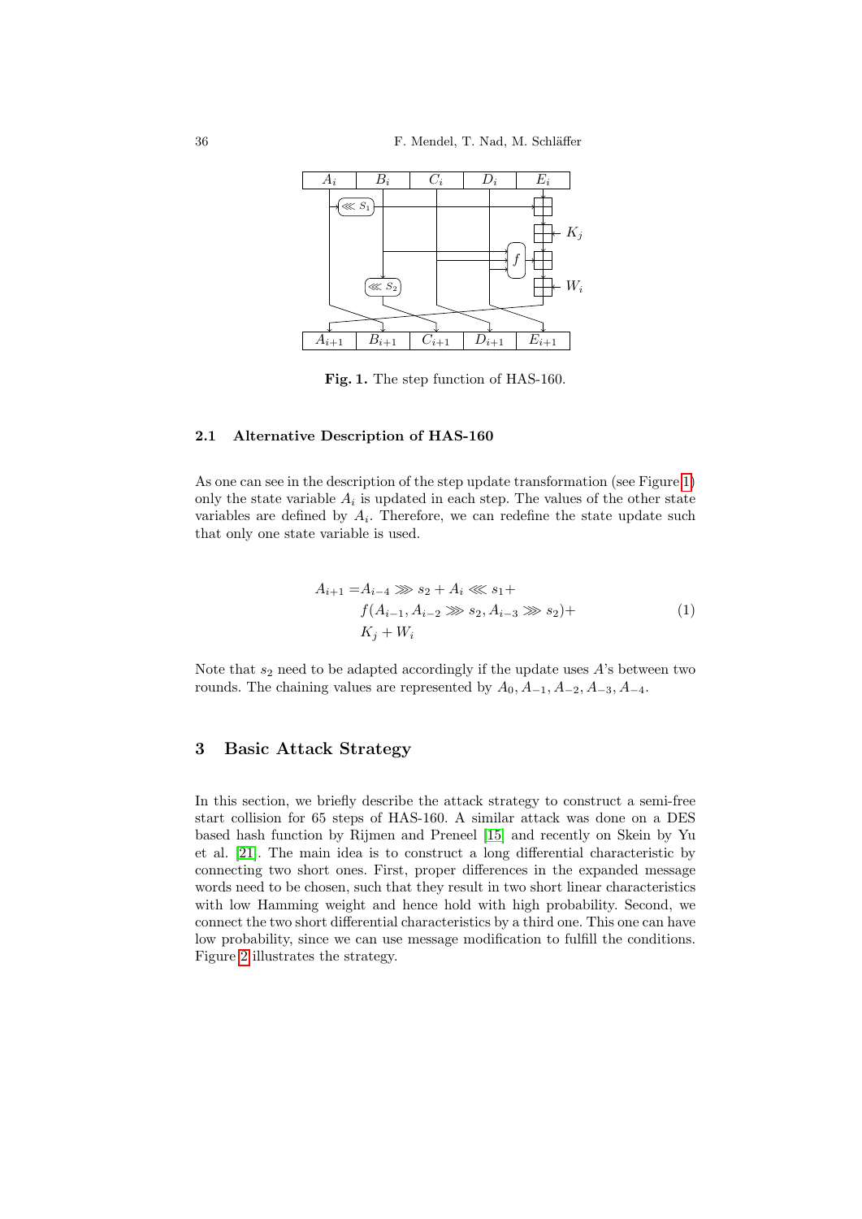**Fig. 1.** The step function of HAS-160.

### 2.1 Alternative Description of HAS-160

As one can see in the description of the step update transformation (see Figure 1) only the state variable $A_i$ is updated in each step. The values of the other state variables are defined by $A_i$. Therefore, we can redefine the state update such that only one state variable is used.

$$
\begin{aligned}
A_{i+1} = & A_{i-4} \ggg s_2 + A_i \lll s_1 + \\
& f(A_{i-1}, A_{i-2} \ggg s_2, A_{i-3} \ggg s_2) + \\
& K_j + W_i
\end{aligned}
\tag{1}
$$

Note that $s_2$ need to be adapted accordingly if the update uses $A$'s between two rounds. The chaining values are represented by $A_0, A_{-1}, A_{-2}, A_{-3}, A_{-4}$.

## 3 Basic Attack Strategy

In this section, we briefly describe the attack strategy to construct a semi-free start collision for 65 steps of HAS-160. A similar attack was done on a DES based hash function by Rijmen and Preneel [15] and recently on Skein by Yu et al. [21]. The main idea is to construct a long differential characteristic by connecting two short ones. First, proper differences in the expanded message words need to be chosen, such that they result in two short linear characteristics with low Hamming weight and hence hold with high probability. Second, we connect the two short differential characteristics by a third one. This one can have low probability, since we can use message modification to fulfill the conditions. Figure 2 illustrates the strategy.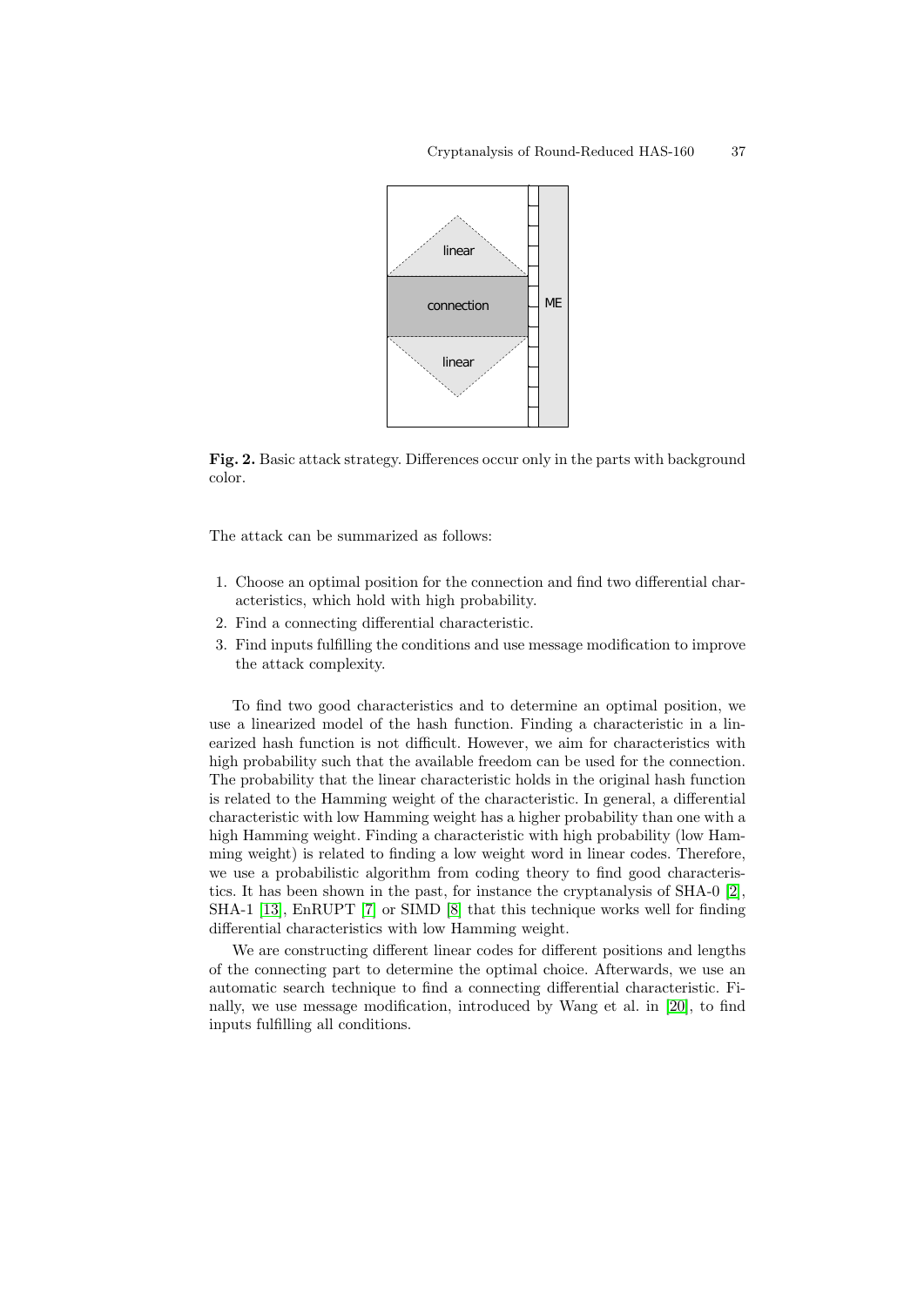**Fig. 2.** Basic attack strategy. Differences occur only in the parts with background color.

The attack can be summarized as follows:

1. Choose an optimal position for the connection and find two differential characteristics, which hold with high probability.
2. Find a connecting differential characteristic.
3. Find inputs fulfilling the conditions and use message modification to improve the attack complexity.

To find two good characteristics and to determine an optimal position, we use a linearized model of the hash function. Finding a characteristic in a linearized hash function is not difficult. However, we aim for characteristics with high probability such that the available freedom can be used for the connection. The probability that the linear characteristic holds in the original hash function is related to the Hamming weight of the characteristic. In general, a differential characteristic with low Hamming weight has a higher probability than one with a high Hamming weight. Finding a characteristic with high probability (low Hamming weight) is related to finding a low weight word in linear codes. Therefore, we use a probabilistic algorithm from coding theory to find good characteristics. It has been shown in the past, for instance the cryptanalysis of SHA-0 [2], SHA-1 [13], EnRUPT [7] or SIMD [8] that this technique works well for finding differential characteristics with low Hamming weight.

We are constructing different linear codes for different positions and lengths of the connecting part to determine the optimal choice. Afterwards, we use an automatic search technique to find a connecting differential characteristic. Finally, we use message modification, introduced by Wang et al. in [20], to find inputs fulfilling all conditions.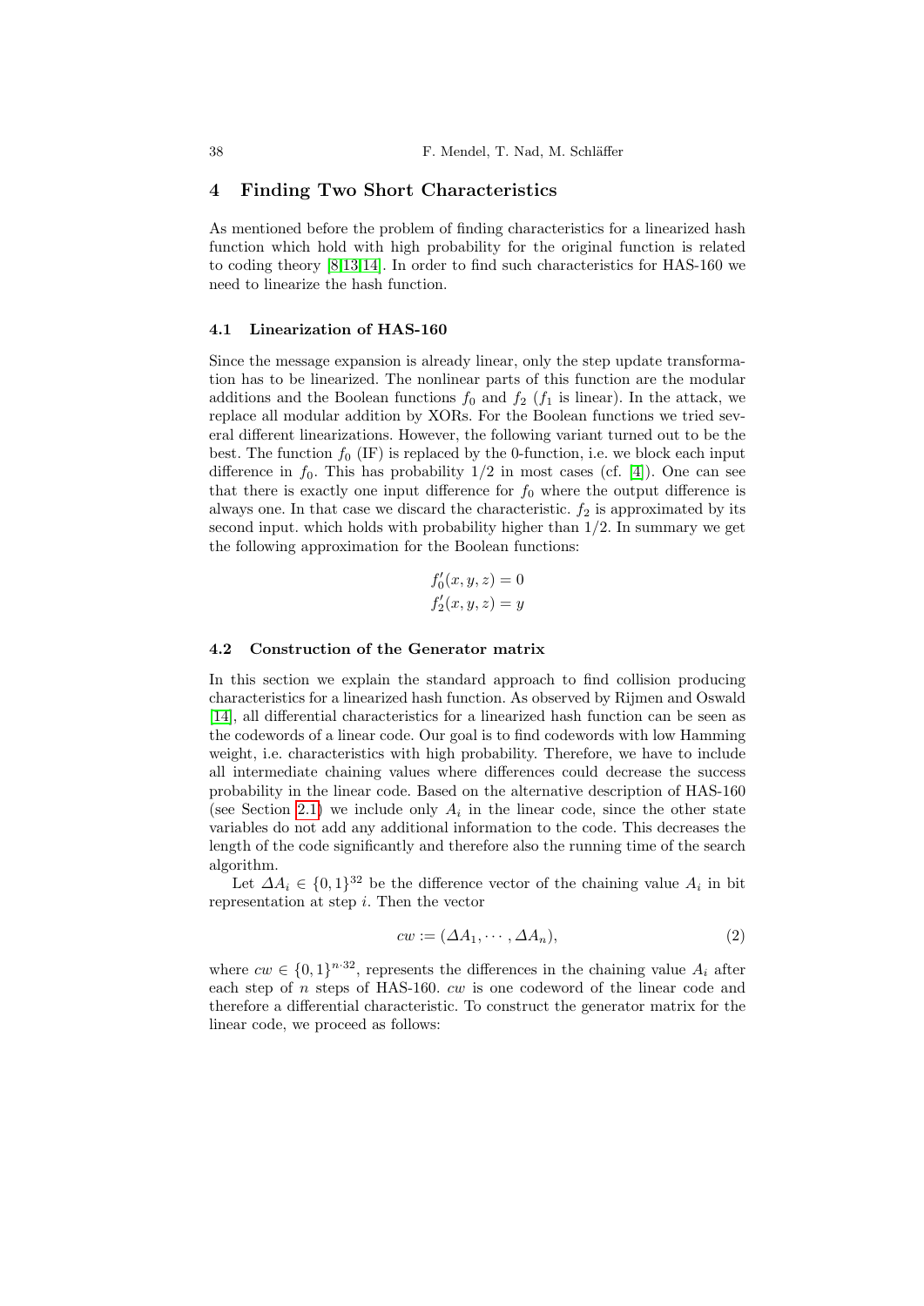## 4 Finding Two Short Characteristics

As mentioned before the problem of finding characteristics for a linearized hash function which hold with high probability for the original function is related to coding theory [8,13,14]. In order to find such characteristics for HAS-160 we need to linearize the hash function.

### 4.1 Linearization of HAS-160

Since the message expansion is already linear, only the step update transformation has to be linearized. The nonlinear parts of this function are the modular additions and the Boolean functions $f_0$ and $f_2$ ($f_1$ is linear). In the attack, we replace all modular addition by XORs. For the Boolean functions we tried several different linearizations. However, the following variant turned out to be the best. The function $f_0$ (IF) is replaced by the 0-function, i.e. we block each input difference in $f_0$. This has probability $1/2$ in most cases (cf. [4]). One can see that there is exactly one input difference for $f_0$ where the output difference is always one. In that case we discard the characteristic. $f_2$ is approximated by its second input. which holds with probability higher than $1/2$. In summary we get the following approximation for the Boolean functions:

$$
\begin{aligned}
f_0'(x, y, z) &= 0 \\
f_2'(x, y, z) &= y
\end{aligned}
$$

### 4.2 Construction of the Generator matrix

In this section we explain the standard approach to find collision producing characteristics for a linearized hash function. As observed by Rijmen and Oswald [14], all differential characteristics for a linearized hash function can be seen as the codewords of a linear code. Our goal is to find codewords with low Hamming weight, i.e. characteristics with high probability. Therefore, we have to include all intermediate chaining values where differences could decrease the success probability in the linear code. Based on the alternative description of HAS-160 (see Section 2.1) we include only $A_i$ in the linear code, since the other state variables do not add any additional information to the code. This decreases the length of the code significantly and therefore also the running time of the search algorithm.

Let $\Delta A_i \in \{0,1\}^{32}$ be the difference vector of the chaining value $A_i$ in bit representation at step $i$. Then the vector

$$
cw := (\Delta A_1, \cdots, \Delta A_n), \tag{2}
$$

where $cw \in \{0,1\}^{n \cdot 32}$, represents the differences in the chaining value $A_i$ after each step of $n$ steps of HAS-160. $cw$ is one codeword of the linear code and therefore a differential characteristic. To construct the generator matrix for the linear code, we proceed as follows: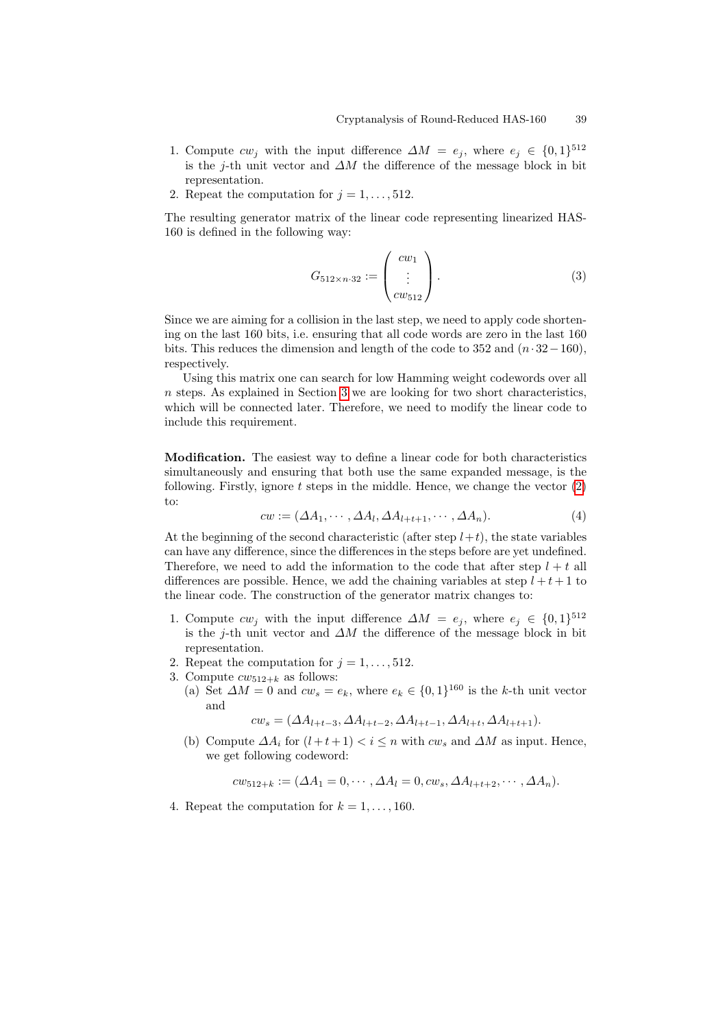1. Compute $cw_j$ with the input difference $\Delta M = e_j$, where $e_j \in \{0,1\}^{512}$ is the $j$-th unit vector and $\Delta M$ the difference of the message block in bit representation.
2. Repeat the computation for $j = 1, \ldots, 512$.

The resulting generator matrix of the linear code representing linearized HAS-160 is defined in the following way:

$$G_{512 \times n \cdot 32} := \begin{pmatrix} cw_1 \\ \vdots \\ cw_{512} \end{pmatrix}. \tag{3}$$

Since we are aiming for a collision in the last step, we need to apply code shortening on the last 160 bits, i.e. ensuring that all code words are zero in the last 160 bits. This reduces the dimension and length of the code to 352 and $(n \cdot 32 - 160)$, respectively.

Using this matrix one can search for low Hamming weight codewords over all $n$ steps. As explained in Section 3 we are looking for two short characteristics, which will be connected later. Therefore, we need to modify the linear code to include this requirement.

**Modification.** The easiest way to define a linear code for both characteristics simultaneously and ensuring that both use the same expanded message, is the following. Firstly, ignore $t$ steps in the middle. Hence, we change the vector (2) to:

$$cw := (\Delta A_1, \cdots, \Delta A_l, \Delta A_{l+t+1}, \cdots, \Delta A_n). \tag{4}$$

At the beginning of the second characteristic (after step $l+t$), the state variables can have any difference, since the differences in the steps before are yet undefined. Therefore, we need to add the information to the code that after step $l+t$ all differences are possible. Hence, we add the chaining variables at step $l+t+1$ to the linear code. The construction of the generator matrix changes to:

1. Compute $cw_j$ with the input difference $\Delta M = e_j$, where $e_j \in \{0,1\}^{512}$ is the $j$-th unit vector and $\Delta M$ the difference of the message block in bit representation.
2. Repeat the computation for $j = 1, \ldots, 512$.
3. Compute $cw_{512+k}$ as follows:
   (a) Set $\Delta M = 0$ and $cw_s = e_k$, where $e_k \in \{0,1\}^{160}$ is the $k$-th unit vector and
   $$cw_s = (\Delta A_{l+t-3}, \Delta A_{l+t-2}, \Delta A_{l+t-1}, \Delta A_{l+t}, \Delta A_{l+t+1}).$$
   (b) Compute $\Delta A_i$ for $(l+t+1) < i \leq n$ with $cw_s$ and $\Delta M$ as input. Hence, we get following codeword:
   $$cw_{512+k} := (\Delta A_1 = 0, \cdots, \Delta A_l = 0, cw_s, \Delta A_{l+t+2}, \cdots, \Delta A_n).$$
4. Repeat the computation for $k = 1, \ldots, 160$.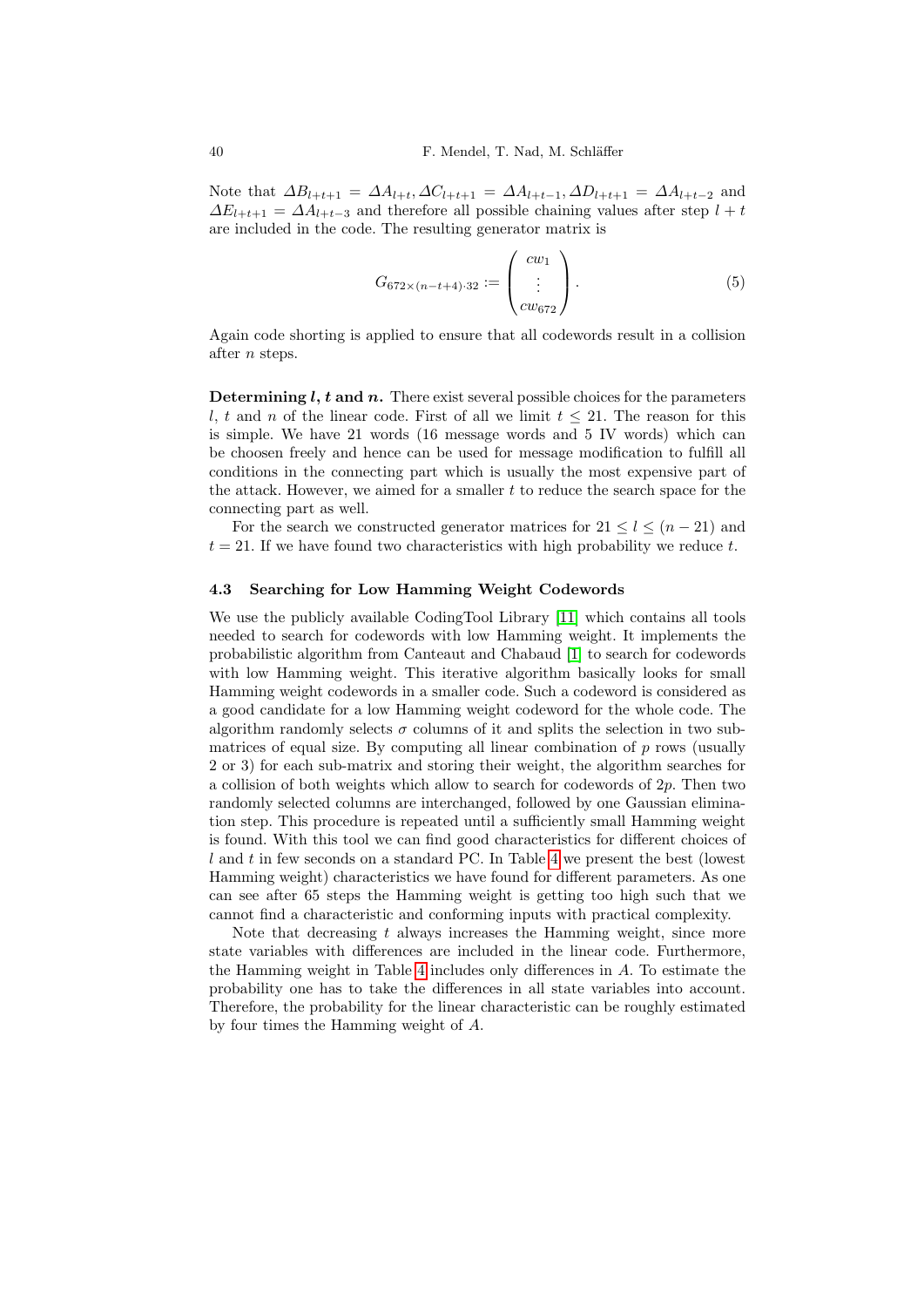Note that $\Delta B_{l+t+1} = \Delta A_{l+t}, \Delta C_{l+t+1} = \Delta A_{l+t-1}, \Delta D_{l+t+1} = \Delta A_{l+t-2}$ and $\Delta E_{l+t+1} = \Delta A_{l+t-3}$ and therefore all possible chaining values after step $l+t$ are included in the code. The resulting generator matrix is

$$G_{672\times(n-t+4)\cdot 32} := \begin{pmatrix} cw_1 \\ \vdots \\ cw_{672} \end{pmatrix}. \tag{5}$$

Again code shorting is applied to ensure that all codewords result in a collision after $n$ steps.

**Determining $l$, $t$ and $n$.** There exist several possible choices for the parameters $l$, $t$ and $n$ of the linear code. First of all we limit $t \leq 21$. The reason for this is simple. We have 21 words (16 message words and 5 IV words) which can be choosen freely and hence can be used for message modification to fulfill all conditions in the connecting part which is usually the most expensive part of the attack. However, we aimed for a smaller $t$ to reduce the search space for the connecting part as well.

For the search we constructed generator matrices for $21 \leq l \leq (n-21)$ and $t = 21$. If we have found two characteristics with high probability we reduce $t$.

### 4.3 Searching for Low Hamming Weight Codewords

We use the publicly available CodingTool Library [11] which contains all tools needed to search for codewords with low Hamming weight. It implements the probabilistic algorithm from Canteaut and Chabaud [1] to search for codewords with low Hamming weight. This iterative algorithm basically looks for small Hamming weight codewords in a smaller code. Such a codeword is considered as a good candidate for a low Hamming weight codeword for the whole code. The algorithm randomly selects $\sigma$ columns of it and splits the selection in two submatrices of equal size. By computing all linear combination of $p$ rows (usually 2 or 3) for each sub-matrix and storing their weight, the algorithm searches for a collision of both weights which allow to search for codewords of $2p$. Then two randomly selected columns are interchanged, followed by one Gaussian elimination step. This procedure is repeated until a sufficiently small Hamming weight is found. With this tool we can find good characteristics for different choices of $l$ and $t$ in few seconds on a standard PC. In Table 4 we present the best (lowest Hamming weight) characteristics we have found for different parameters. As one can see after 65 steps the Hamming weight is getting too high such that we cannot find a characteristic and conforming inputs with practical complexity.

Note that decreasing $t$ always increases the Hamming weight, since more state variables with differences are included in the linear code. Furthermore, the Hamming weight in Table 4 includes only differences in $A$. To estimate the probability one has to take the differences in all state variables into account. Therefore, the probability for the linear characteristic can be roughly estimated by four times the Hamming weight of $A$.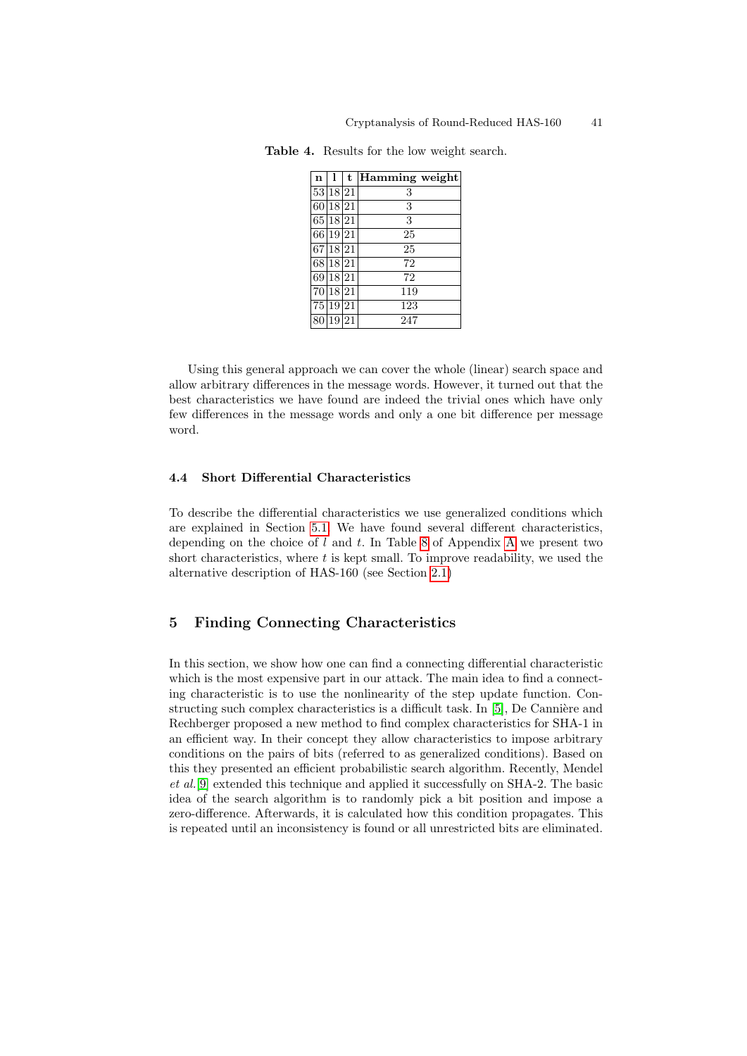**Table 4.** Results for the low weight search.

| n | l | t | Hamming weight |
|---|---|---|---|
| 53 | 18 | 21 | 3 |
| 60 | 18 | 21 | 3 |
| 65 | 18 | 21 | 3 |
| 66 | 19 | 21 | 25 |
| 67 | 18 | 21 | 25 |
| 68 | 18 | 21 | 72 |
| 69 | 18 | 21 | 72 |
| 70 | 18 | 21 | 119 |
| 75 | 19 | 21 | 123 |
| 80 | 19 | 21 | 247 |

Using this general approach we can cover the whole (linear) search space and allow arbitrary differences in the message words. However, it turned out that the best characteristics we have found are indeed the trivial ones which have only few differences in the message words and only a one bit difference per message word.

### 4.4 Short Differential Characteristics

To describe the differential characteristics we use generalized conditions which are explained in Section 5.1. We have found several different characteristics, depending on the choice of $l$ and $t$. In Table 8 of Appendix A we present two short characteristics, where $t$ is kept small. To improve readability, we used the alternative description of HAS-160 (see Section 2.1)

## 5 Finding Connecting Characteristics

In this section, we show how one can find a connecting differential characteristic which is the most expensive part in our attack. The main idea to find a connecting characteristic is to use the nonlinearity of the step update function. Constructing such complex characteristics is a difficult task. In [5], De Cannière and Rechberger proposed a new method to find complex characteristics for SHA-1 in an efficient way. In their concept they allow characteristics to impose arbitrary conditions on the pairs of bits (referred to as generalized conditions). Based on this they presented an efficient probabilistic search algorithm. Recently, Mendel *et al.* [9] extended this technique and applied it successfully on SHA-2. The basic idea of the search algorithm is to randomly pick a bit position and impose a zero-difference. Afterwards, it is calculated how this condition propagates. This is repeated until an inconsistency is found or all unrestricted bits are eliminated.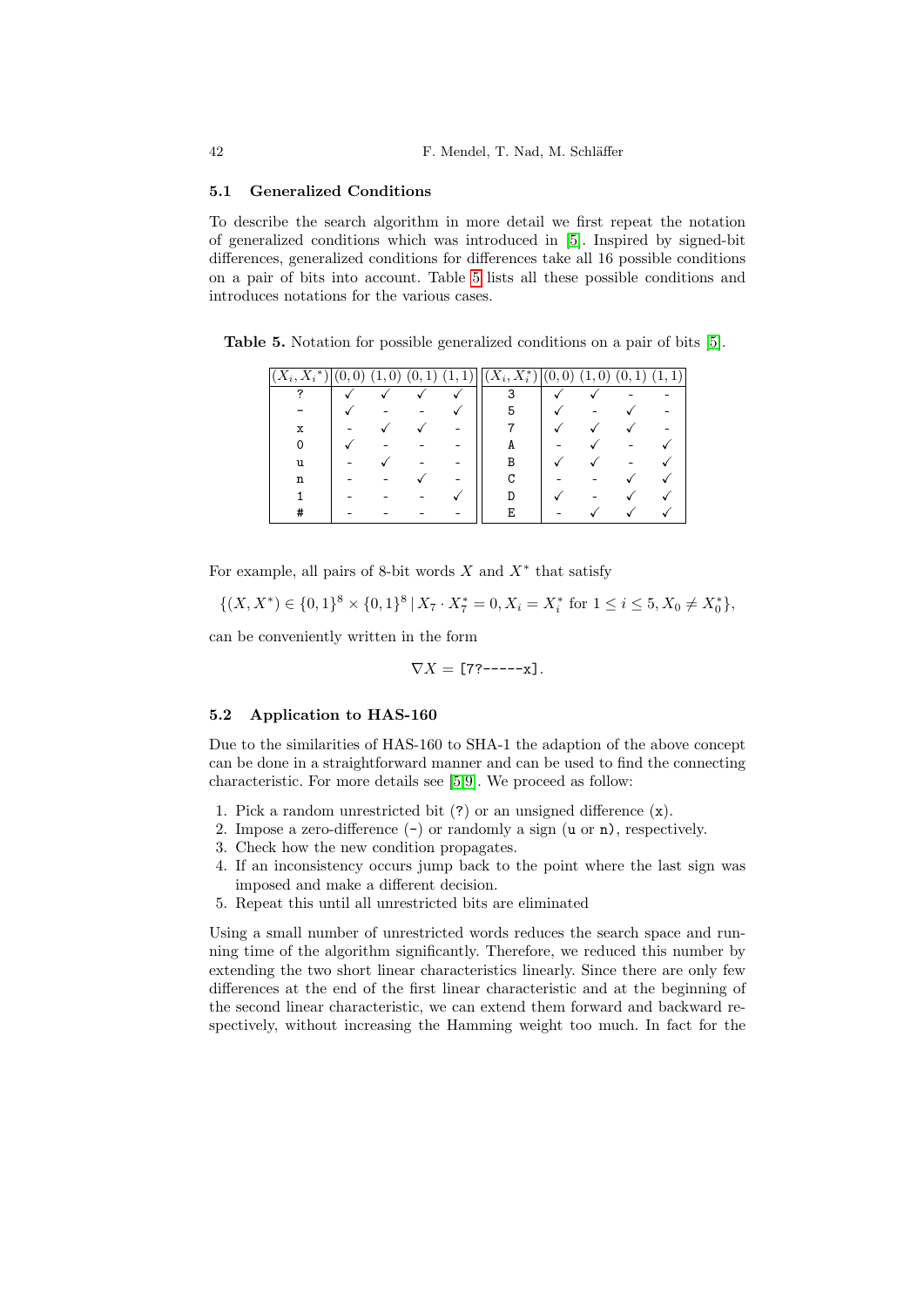### 5.1 Generalized Conditions

To describe the search algorithm in more detail we first repeat the notation of generalized conditions which was introduced in [5]. Inspired by signed-bit differences, generalized conditions for differences take all 16 possible conditions on a pair of bits into account. Table 5 lists all these possible conditions and introduces notations for the various cases.

**Table 5.** Notation for possible generalized conditions on a pair of bits [5].

| $(X_i, X_i^*)$ | $(0,0)$ | $(1,0)$ | $(0,1)$ | $(1,1)$ | $(X_i, X_i^*)$ | $(0,0)$ | $(1,0)$ | $(0,1)$ | $(1,1)$ |
|---|---|---|---|---|---|---|---|---|---|
| ? | ✓ | ✓ | ✓ | ✓ | 3 | ✓ | ✓ | - | - |
| - | ✓ | - | - | ✓ | 5 | ✓ | - | ✓ | - |
| x | - | ✓ | ✓ | - | 7 | ✓ | ✓ | ✓ | - |
| 0 | ✓ | - | - | - | A | - | ✓ | - | ✓ |
| u | - | ✓ | - | - | B | ✓ | ✓ | - | ✓ |
| n | - | - | ✓ | - | C | - | - | ✓ | ✓ |
| 1 | - | - | - | ✓ | D | ✓ | - | ✓ | ✓ |
| # | - | - | - | - | E | - | ✓ | ✓ | ✓ |

For example, all pairs of 8-bit words $X$ and $X^*$ that satisfy

$$\{(X, X^*) \in \{0,1\}^8 \times \{0,1\}^8 \mid X_7 \cdot X_7^* = 0, X_i = X_i^* \text{ for } 1 \leq i \leq 5, X_0 \neq X_0^*\},$$

can be conveniently written in the form

$$\nabla X = \texttt{[7?-----x]}.$$

### 5.2 Application to HAS-160

Due to the similarities of HAS-160 to SHA-1 the adaption of the above concept can be done in a straightforward manner and can be used to find the connecting characteristic. For more details see [5,9]. We proceed as follow:

1. Pick a random unrestricted bit (?) or an unsigned difference (x).
2. Impose a zero-difference (-) or randomly a sign (u or n), respectively.
3. Check how the new condition propagates.
4. If an inconsistency occurs jump back to the point where the last sign was imposed and make a different decision.
5. Repeat this until all unrestricted bits are eliminated

Using a small number of unrestricted words reduces the search space and running time of the algorithm significantly. Therefore, we reduced this number by extending the two short linear characteristics linearly. Since there are only few differences at the end of the first linear characteristic and at the beginning of the second linear characteristic, we can extend them forward and backward respectively, without increasing the Hamming weight too much. In fact for the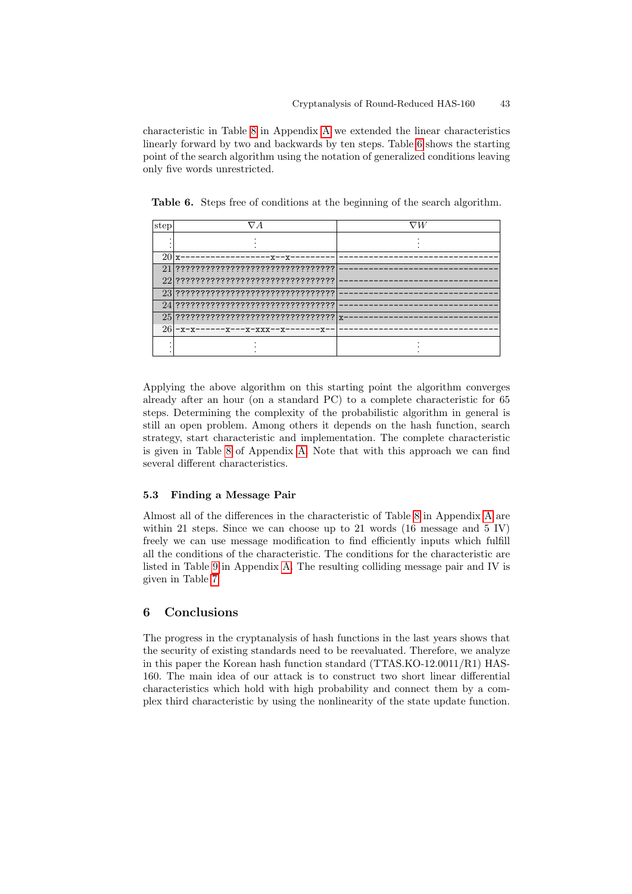characteristic in Table 8 in Appendix A we extended the linear characteristics linearly forward by two and backwards by ten steps. Table 6 shows the starting point of the search algorithm using the notation of generalized conditions leaving only five words unrestricted.

**Table 6.** Steps free of conditions at the beginning of the search algorithm.

| step | $\nabla A$ | $\nabla W$ |
|---|---|---|
| ⋮ | ⋮ | ⋮ |
| 20 | `x-----------------x--x---------` | `--------------------------------` |
| 21 | `????????????????????????????????` | `--------------------------------` |
| 22 | `????????????????????????????????` | `--------------------------------` |
| 23 | `????????????????????????????????` | `--------------------------------` |
| 24 | `????????????????????????????????` | `--------------------------------` |
| 25 | `????????????????????????????????` | `x-------------------------------` |
| 26 | `-x-x------x---x-xxx--x-------x--` | `--------------------------------` |
| ⋮ | ⋮ | ⋮ |

Applying the above algorithm on this starting point the algorithm converges already after an hour (on a standard PC) to a complete characteristic for 65 steps. Determining the complexity of the probabilistic algorithm in general is still an open problem. Among others it depends on the hash function, search strategy, start characteristic and implementation. The complete characteristic is given in Table 8 of Appendix A. Note that with this approach we can find several different characteristics.

### 5.3 Finding a Message Pair

Almost all of the differences in the characteristic of Table 8 in Appendix A are within 21 steps. Since we can choose up to 21 words (16 message and 5 IV) freely we can use message modification to find efficiently inputs which fulfill all the conditions of the characteristic. The conditions for the characteristic are listed in Table 9 in Appendix A. The resulting colliding message pair and IV is given in Table 7.

## 6 Conclusions

The progress in the cryptanalysis of hash functions in the last years shows that the security of existing standards need to be reevaluated. Therefore, we analyze in this paper the Korean hash function standard (TTAS.KO-12.0011/R1) HAS-160. The main idea of our attack is to construct two short linear differential characteristics which hold with high probability and connect them by a complex third characteristic by using the nonlinearity of the state update function.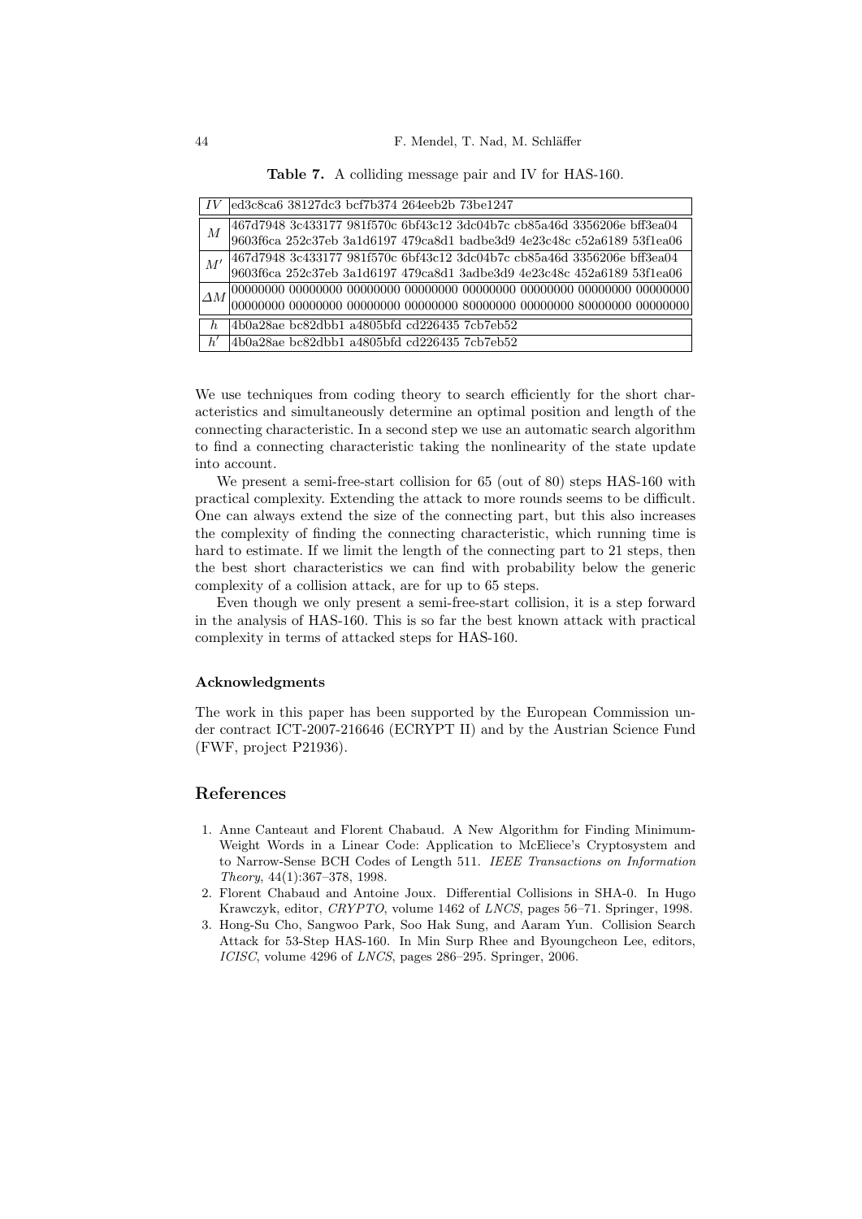**Table 7.** A colliding message pair and IV for HAS-160.

| | |
|---|---|
| $IV$ | ed3c8ca6 38127dc3 bcf7b374 264eeb2b 73be1247 |
| $M$ | 467d7948 3c433177 981f570c 6bf43c12 3dc04b7c cb85a46d 3356206e bff3ea04<br>9603f6ca 252c37eb 3a1d6197 479ca8d1 badbe3d9 4e23c48c c52a6189 53f1ea06 |
| $M'$ | 467d7948 3c433177 981f570c 6bf43c12 3dc04b7c cb85a46d 3356206e bff3ea04<br>9603f6ca 252c37eb 3a1d6197 479ca8d1 3adbe3d9 4e23c48c 452a6189 53f1ea06 |
| $\Delta M$ | 00000000 00000000 00000000 00000000 00000000 00000000 00000000 00000000<br>00000000 00000000 00000000 00000000 80000000 00000000 80000000 00000000 |
| $h$ | 4b0a28ae bc82dbb1 a4805bfd cd226435 7cb7eb52 |
| $h'$ | 4b0a28ae bc82dbb1 a4805bfd cd226435 7cb7eb52 |

We use techniques from coding theory to search efficiently for the short characteristics and simultaneously determine an optimal position and length of the connecting characteristic. In a second step we use an automatic search algorithm to find a connecting characteristic taking the nonlinearity of the state update into account.

We present a semi-free-start collision for 65 (out of 80) steps HAS-160 with practical complexity. Extending the attack to more rounds seems to be difficult. One can always extend the size of the connecting part, but this also increases the complexity of finding the connecting characteristic, which running time is hard to estimate. If we limit the length of the connecting part to 21 steps, then the best short characteristics we can find with probability below the generic complexity of a collision attack, are for up to 65 steps.

Even though we only present a semi-free-start collision, it is a step forward in the analysis of HAS-160. This is so far the best known attack with practical complexity in terms of attacked steps for HAS-160.

### Acknowledgments

The work in this paper has been supported by the European Commission under contract ICT-2007-216646 (ECRYPT II) and by the Austrian Science Fund (FWF, project P21936).

## References

1. Anne Canteaut and Florent Chabaud. A New Algorithm for Finding Minimum-Weight Words in a Linear Code: Application to McEliece's Cryptosystem and to Narrow-Sense BCH Codes of Length 511. *IEEE Transactions on Information Theory*, 44(1):367–378, 1998.
2. Florent Chabaud and Antoine Joux. Differential Collisions in SHA-0. In Hugo Krawczyk, editor, *CRYPTO*, volume 1462 of *LNCS*, pages 56–71. Springer, 1998.
3. Hong-Su Cho, Sangwoo Park, Soo Hak Sung, and Aaram Yun. Collision Search Attack for 53-Step HAS-160. In Min Surp Rhee and Byoungcheon Lee, editors, *ICISC*, volume 4296 of *LNCS*, pages 286–295. Springer, 2006.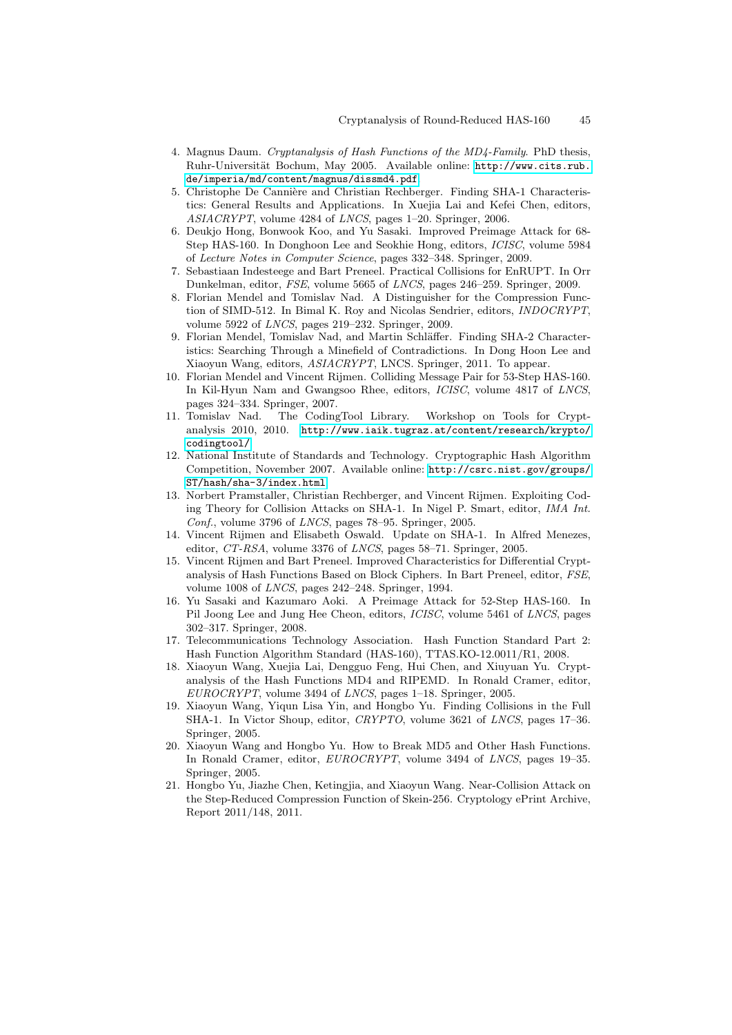4. Magnus Daum. *Cryptanalysis of Hash Functions of the MD4-Family*. PhD thesis, Ruhr-Universität Bochum, May 2005. Available online: http://www.cits.rub.de/imperia/md/content/magnus/dissmd4.pdf.
5. Christophe De Cannière and Christian Rechberger. Finding SHA-1 Characteristics: General Results and Applications. In Xuejia Lai and Kefei Chen, editors, *ASIACRYPT*, volume 4284 of *LNCS*, pages 1–20. Springer, 2006.
6. Deukjo Hong, Bonwook Koo, and Yu Sasaki. Improved Preimage Attack for 68-Step HAS-160. In Donghoon Lee and Seokhie Hong, editors, *ICISC*, volume 5984 of *Lecture Notes in Computer Science*, pages 332–348. Springer, 2009.
7. Sebastiaan Indesteege and Bart Preneel. Practical Collisions for EnRUPT. In Orr Dunkelman, editor, *FSE*, volume 5665 of *LNCS*, pages 246–259. Springer, 2009.
8. Florian Mendel and Tomislav Nad. A Distinguisher for the Compression Function of SIMD-512. In Bimal K. Roy and Nicolas Sendrier, editors, *INDOCRYPT*, volume 5922 of *LNCS*, pages 219–232. Springer, 2009.
9. Florian Mendel, Tomislav Nad, and Martin Schläffer. Finding SHA-2 Characteristics: Searching Through a Minefield of Contradictions. In Dong Hoon Lee and Xiaoyun Wang, editors, *ASIACRYPT*, LNCS. Springer, 2011. To appear.
10. Florian Mendel and Vincent Rijmen. Colliding Message Pair for 53-Step HAS-160. In Kil-Hyun Nam and Gwangsoo Rhee, editors, *ICISC*, volume 4817 of *LNCS*, pages 324–334. Springer, 2007.
11. Tomislav Nad. The CodingTool Library. Workshop on Tools for Cryptanalysis 2010, 2010. http://www.iaik.tugraz.at/content/research/krypto/codingtool/.
12. National Institute of Standards and Technology. Cryptographic Hash Algorithm Competition, November 2007. Available online: http://csrc.nist.gov/groups/ST/hash/sha-3/index.html.
13. Norbert Pramstaller, Christian Rechberger, and Vincent Rijmen. Exploiting Coding Theory for Collision Attacks on SHA-1. In Nigel P. Smart, editor, *IMA Int. Conf.*, volume 3796 of *LNCS*, pages 78–95. Springer, 2005.
14. Vincent Rijmen and Elisabeth Oswald. Update on SHA-1. In Alfred Menezes, editor, *CT-RSA*, volume 3376 of *LNCS*, pages 58–71. Springer, 2005.
15. Vincent Rijmen and Bart Preneel. Improved Characteristics for Differential Cryptanalysis of Hash Functions Based on Block Ciphers. In Bart Preneel, editor, *FSE*, volume 1008 of *LNCS*, pages 242–248. Springer, 1994.
16. Yu Sasaki and Kazumaro Aoki. A Preimage Attack for 52-Step HAS-160. In Pil Joong Lee and Jung Hee Cheon, editors, *ICISC*, volume 5461 of *LNCS*, pages 302–317. Springer, 2008.
17. Telecommunications Technology Association. Hash Function Standard Part 2: Hash Function Algorithm Standard (HAS-160), TTAS.KO-12.0011/R1, 2008.
18. Xiaoyun Wang, Xuejia Lai, Dengguo Feng, Hui Chen, and Xiuyuan Yu. Cryptanalysis of the Hash Functions MD4 and RIPEMD. In Ronald Cramer, editor, *EUROCRYPT*, volume 3494 of *LNCS*, pages 1–18. Springer, 2005.
19. Xiaoyun Wang, Yiqun Lisa Yin, and Hongbo Yu. Finding Collisions in the Full SHA-1. In Victor Shoup, editor, *CRYPTO*, volume 3621 of *LNCS*, pages 17–36. Springer, 2005.
20. Xiaoyun Wang and Hongbo Yu. How to Break MD5 and Other Hash Functions. In Ronald Cramer, editor, *EUROCRYPT*, volume 3494 of *LNCS*, pages 19–35. Springer, 2005.
21. Hongbo Yu, Jiazhe Chen, Ketingjia, and Xiaoyun Wang. Near-Collision Attack on the Step-Reduced Compression Function of Skein-256. Cryptology ePrint Archive, Report 2011/148, 2011.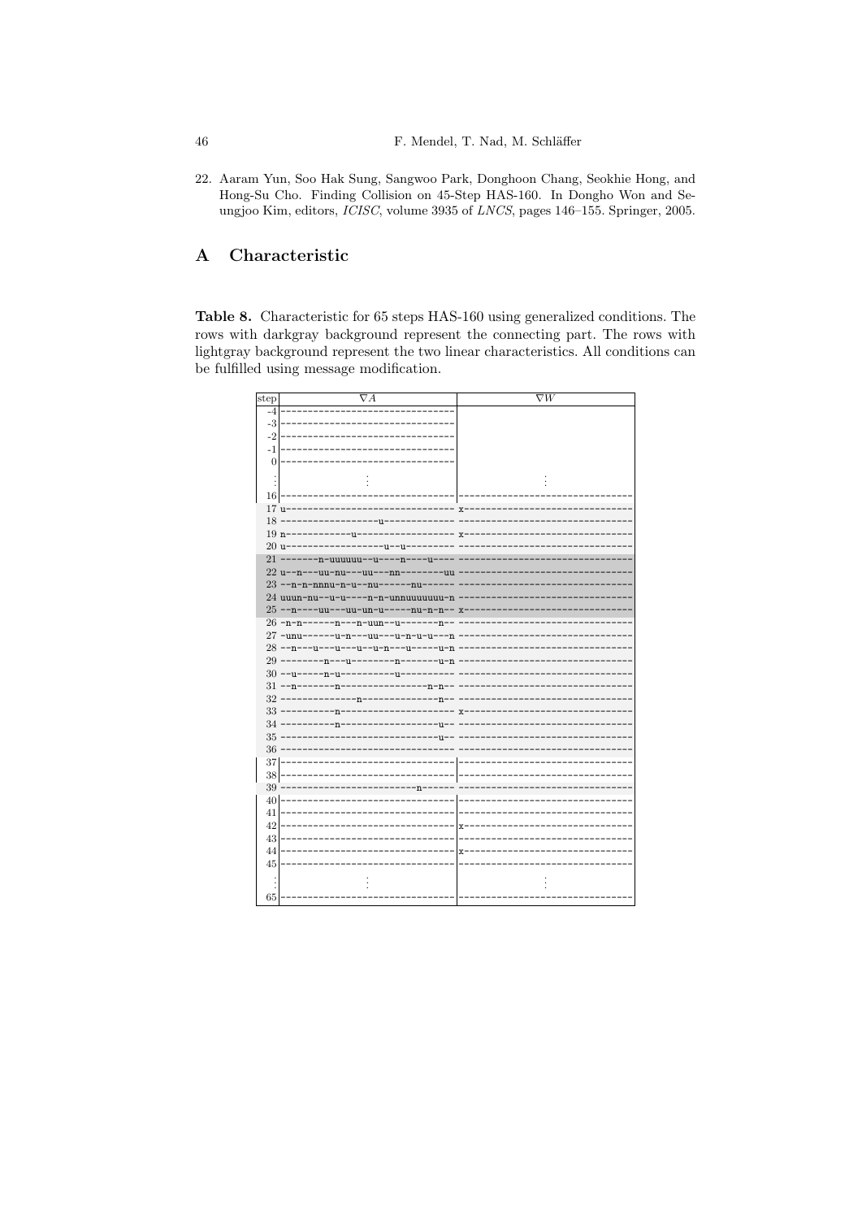22. Aaram Yun, Soo Hak Sung, Sangwoo Park, Donghoon Chang, Seokhie Hong, and Hong-Su Cho. Finding Collision on 45-Step HAS-160. In Dongho Won and Seungjoo Kim, editors, *ICISC*, volume 3935 of *LNCS*, pages 146–155. Springer, 2005.

# A Characteristic

**Table 8.** Characteristic for 65 steps HAS-160 using generalized conditions. The rows with darkgray background represent the connecting part. The rows with lightgray background represent the two linear characteristics. All conditions can be fulfilled using message modification.

| step | $\nabla A$ | $\nabla W$ |
|---|---|---|
| -4 | -------------------------------- | |
| -3 | -------------------------------- | |
| -2 | -------------------------------- | |
| -1 | -------------------------------- | |
| 0 | -------------------------------- | |
| ⋮ | ⋮ | ⋮ |
| 16 | -------------------------------- | -------------------------------- |
| 17 | u------------------------------- | x------------------------------- |
| 18 | -----------------u-------------- | -------------------------------- |
| 19 | n-----------u------------------- | x------------------------------- |
| 20 | u------------------u--u--------- | -------------------------------- |
| 21 | -------n-uuuuuu--u----n----u---- | -------------------------------- |
| 22 | u--n---uu-nu---uu---nn--------uu | -------------------------------- |
| 23 | --n-n-nnnu-n-u--nu------nu------ | -------------------------------- |
| 24 | uuun-nu--u-u----n-n-unnuuuuuuu-n | -------------------------------- |
| 25 | --n----uu---uu-un-u-----nu-n-n-- | x------------------------------- |
| 26 | -n-n------n---n-uun--u-------n-- | -------------------------------- |
| 27 | -unu------u-n---uu---u-n-u-u---n | -------------------------------- |
| 28 | --n---u---u---u--u-n---u-----u-n | -------------------------------- |
| 29 | --------n---u--------n-------u-n | -------------------------------- |
| 30 | --u-----n-u----------u---------- | -------------------------------- |
| 31 | --n-------n----------------n-n-- | -------------------------------- |
| 32 | --------------n--------------n-- | -------------------------------- |
| 33 | ----------n--------------------- | x------------------------------- |
| 34 | ----------n------------------u-- | -------------------------------- |
| 35 | -----------------------------u-- | -------------------------------- |
| 36 | -------------------------------- | -------------------------------- |
| 37 | -------------------------------- | -------------------------------- |
| 38 | -------------------------------- | -------------------------------- |
| 39 | -------------------------n------ | -------------------------------- |
| 40 | -------------------------------- | -------------------------------- |
| 41 | -------------------------------- | -------------------------------- |
| 42 | -------------------------------- | x------------------------------- |
| 43 | -------------------------------- | -------------------------------- |
| 44 | -------------------------------- | x------------------------------- |
| 45 | -------------------------------- | -------------------------------- |
| ⋮ | ⋮ | ⋮ |
| 65 | -------------------------------- | -------------------------------- |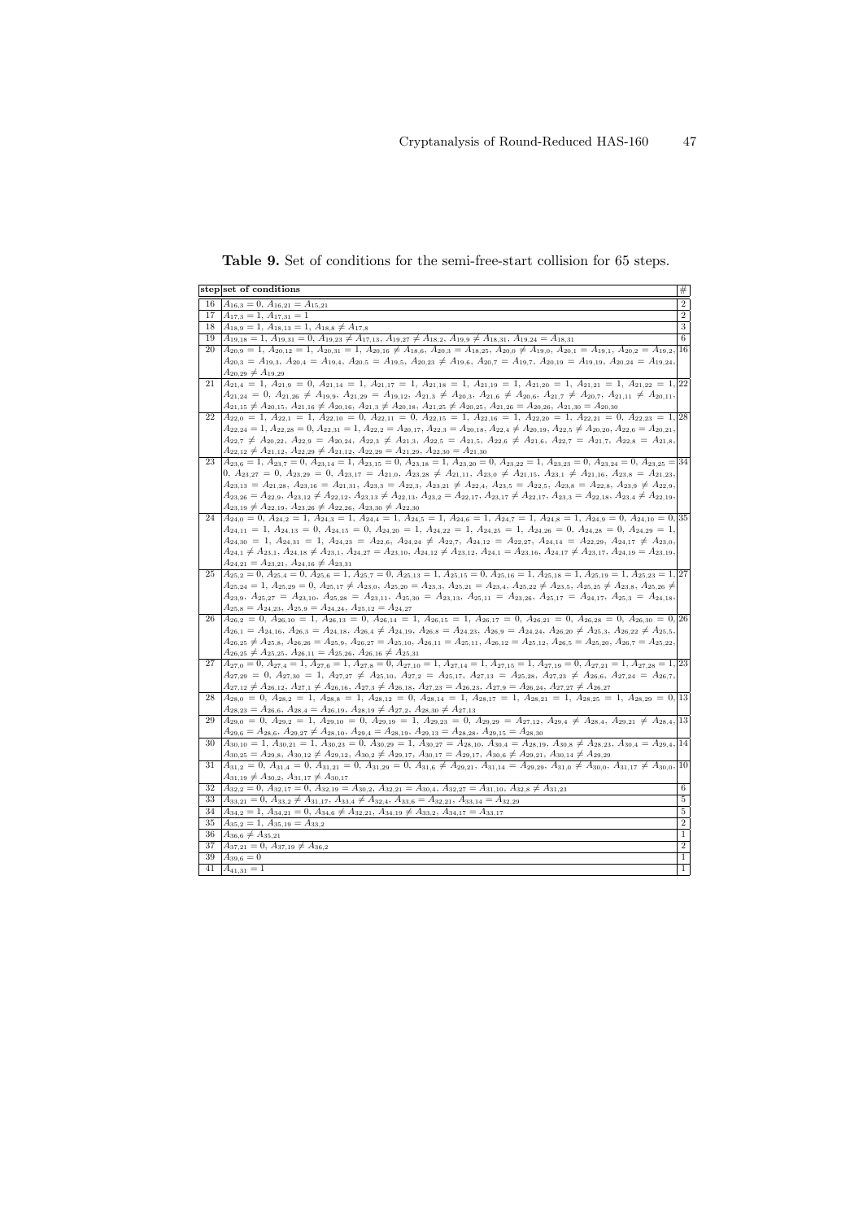**Table 9.** Set of conditions for the semi-free-start collision for 65 steps.

| step | set of conditions | # |
|---|---|---|
| 16 | $A_{16,3} = 0$, $A_{16,21} = A_{15,21}$ | 2 |
| 17 | $A_{17,3} = 1$, $A_{17,31} = 1$ | 2 |
| 18 | $A_{18,9} = 1$, $A_{18,13} = 1$, $A_{18,8} \neq A_{17,8}$ | 3 |
| 19 | $A_{19,18} = 1$, $A_{19,31} = 0$, $A_{19,23} \neq A_{17,13}$, $A_{19,27} \neq A_{18,2}$, $A_{19,9} \neq A_{18,31}$, $A_{19,24} = A_{18,31}$ | 6 |
| 20 | $A_{20,9} = 1$, $A_{20,12} = 1$, $A_{20,31} = 1$, $A_{20,16} \neq A_{18,6}$, $A_{20,3} = A_{18,25}$, $A_{20,0} \neq A_{19,0}$, $A_{20,1} = A_{19,1}$, $A_{20,2} = A_{19,2}$, $A_{20,3} = A_{19,3}$, $A_{20,4} = A_{19,4}$, $A_{20,5} = A_{19,5}$, $A_{20,23} \neq A_{19,6}$, $A_{20,7} = A_{19,7}$, $A_{20,19} = A_{19,19}$, $A_{20,24} = A_{19,24}$, $A_{20,29} \neq A_{19,29}$ | 16 |
| 21 | $A_{21,4} = 1$, $A_{21,9} = 0$, $A_{21,14} = 1$, $A_{21,17} = 1$, $A_{21,18} = 1$, $A_{21,19} = 1$, $A_{21,20} = 1$, $A_{21,21} = 1$, $A_{21,22} = 1$, $A_{21,24} = 0$, $A_{21,26} \neq A_{19,9}$, $A_{21,29} = A_{19,12}$, $A_{21,3} \neq A_{20,3}$, $A_{21,6} \neq A_{20,6}$, $A_{21,7} \neq A_{20,7}$, $A_{21,11} \neq A_{20,11}$, $A_{21,15} \neq A_{20,15}$, $A_{21,16} \neq A_{20,16}$, $A_{21,3} \neq A_{20,18}$, $A_{21,25} \neq A_{20,25}$, $A_{21,26} = A_{20,26}$, $A_{21,30} = A_{20,30}$ | 22 |
| 22 | $A_{22,0} = 1$, $A_{22,1} = 1$, $A_{22,10} = 0$, $A_{22,11} = 0$, $A_{22,15} = 1$, $A_{22,16} = 1$, $A_{22,20} = 1$, $A_{22,21} = 0$, $A_{22,23} = 1$, $A_{22,24} = 1$, $A_{22,28} = 0$, $A_{22,31} = 1$, $A_{22,2} = A_{20,17}$, $A_{22,3} = A_{20,18}$, $A_{22,4} \neq A_{20,19}$, $A_{22,5} \neq A_{20,20}$, $A_{22,6} = A_{20,21}$, $A_{22,7} \neq A_{20,22}$, $A_{22,9} = A_{20,24}$, $A_{22,3} \neq A_{21,3}$, $A_{22,5} = A_{21,5}$, $A_{22,6} \neq A_{21,6}$, $A_{22,7} = A_{21,7}$, $A_{22,8} = A_{21,8}$, $A_{22,12} \neq A_{21,12}$, $A_{22,29} \neq A_{21,12}$, $A_{22,29} = A_{21,29}$, $A_{22,30} = A_{21,30}$ | 28 |
| 23 | $A_{23,6} = 1$, $A_{23,7} = 0$, $A_{23,14} = 1$, $A_{23,15} = 0$, $A_{23,18} = 1$, $A_{23,20} = 0$, $A_{23,22} = 1$, $A_{23,23} = 0$, $A_{23,24} = 0$, $A_{23,25} = 0$, $A_{23,27} = 0$, $A_{23,29} = 0$, $A_{23,17} = A_{21,0}$, $A_{23,28} \neq A_{21,11}$, $A_{23,0} \neq A_{21,15}$, $A_{23,1} \neq A_{21,16}$, $A_{23,8} = A_{21,23}$, $A_{23,13} = A_{21,28}$, $A_{23,16} = A_{21,31}$, $A_{23,3} = A_{22,3}$, $A_{23,21} \neq A_{22,4}$, $A_{23,5} = A_{22,5}$, $A_{23,8} = A_{22,8}$, $A_{23,9} \neq A_{22,9}$, $A_{23,26} = A_{22,9}$, $A_{23,12} \neq A_{22,12}$, $A_{23,13} \neq A_{22,13}$, $A_{23,2} = A_{22,17}$, $A_{23,17} \neq A_{22,17}$, $A_{23,3} = A_{22,18}$, $A_{23,4} \neq A_{22,19}$, $A_{23,19} \neq A_{22,19}$, $A_{23,26} \neq A_{22,26}$, $A_{23,30} \neq A_{22,30}$ | 34 |
| 24 | $A_{24,0} = 0$, $A_{24,2} = 1$, $A_{24,3} = 1$, $A_{24,4} = 1$, $A_{24,5} = 1$, $A_{24,6} = 1$, $A_{24,7} = 1$, $A_{24,8} = 1$, $A_{24,9} = 0$, $A_{24,10} = 0$, $A_{24,11} = 1$, $A_{24,13} = 0$, $A_{24,15} = 0$, $A_{24,20} = 1$, $A_{24,22} = 1$, $A_{24,25} = 1$, $A_{24,26} = 0$, $A_{24,28} = 0$, $A_{24,29} = 1$, $A_{24,30} = 1$, $A_{24,31} = 1$, $A_{24,23} = A_{22,6}$, $A_{24,24} \neq A_{22,7}$, $A_{24,12} = A_{22,27}$, $A_{24,14} = A_{22,29}$, $A_{24,17} \neq A_{23,0}$, $A_{24,1} \neq A_{23,1}$, $A_{24,18} \neq A_{23,1}$, $A_{24,27} = A_{23,10}$, $A_{24,12} \neq A_{23,12}$, $A_{24,1} = A_{23,16}$, $A_{24,17} \neq A_{23,17}$, $A_{24,19} = A_{23,19}$, $A_{24,21} = A_{23,21}$, $A_{24,16} \neq A_{23,31}$ | 35 |
| 25 | $A_{25,2} = 0$, $A_{25,4} = 0$, $A_{25,6} = 1$, $A_{25,7} = 0$, $A_{25,13} = 1$, $A_{25,15} = 0$, $A_{25,16} = 1$, $A_{25,18} = 1$, $A_{25,19} = 1$, $A_{25,23} = 1$, $A_{25,24} = 1$, $A_{25,29} = 0$, $A_{25,17} \neq A_{23,0}$, $A_{25,20} = A_{23,3}$, $A_{25,21} = A_{23,4}$, $A_{25,22} \neq A_{23,5}$, $A_{25,25} \neq A_{23,8}$, $A_{25,26} \neq A_{23,9}$, $A_{25,27} = A_{23,10}$, $A_{25,28} = A_{23,11}$, $A_{25,30} = A_{23,13}$, $A_{25,11} = A_{23,26}$, $A_{25,17} = A_{24,17}$, $A_{25,3} = A_{24,18}$, $A_{25,8} = A_{24,23}$, $A_{25,9} = A_{24,24}$, $A_{25,12} = A_{24,27}$ | 27 |
| 26 | $A_{26,2} = 0$, $A_{26,10} = 1$, $A_{26,13} = 0$, $A_{26,14} = 1$, $A_{26,15} = 1$, $A_{26,17} = 0$, $A_{26,21} = 0$, $A_{26,28} = 0$, $A_{26,30} = 0$, $A_{26,1} = A_{24,16}$, $A_{26,3} = A_{24,18}$, $A_{26,4} \neq A_{24,19}$, $A_{26,8} = A_{24,23}$, $A_{26,9} = A_{24,24}$, $A_{26,20} \neq A_{25,3}$, $A_{26,22} \neq A_{25,5}$, $A_{26,25} \neq A_{25,8}$, $A_{26,26} = A_{25,9}$, $A_{26,27} = A_{25,10}$, $A_{26,11} = A_{25,11}$, $A_{26,12} = A_{25,12}$, $A_{26,5} = A_{25,20}$, $A_{26,7} = A_{25,22}$, $A_{26,25} \neq A_{25,25}$, $A_{26,11} = A_{25,26}$, $A_{26,16} \neq A_{25,31}$ | 26 |
| 27 | $A_{27,0} = 0$, $A_{27,4} = 1$, $A_{27,6} = 1$, $A_{27,8} = 0$, $A_{27,10} = 1$, $A_{27,14} = 1$, $A_{27,15} = 1$, $A_{27,19} = 0$, $A_{27,21} = 1$, $A_{27,28} = 1$, $A_{27,29} = 0$, $A_{27,30} = 1$, $A_{27,27} \neq A_{25,10}$, $A_{27,2} = A_{25,17}$, $A_{27,13} = A_{25,28}$, $A_{27,23} \neq A_{26,6}$, $A_{27,24} = A_{26,7}$, $A_{27,12} \neq A_{26,12}$, $A_{27,1} \neq A_{26,16}$, $A_{27,3} \neq A_{26,18}$, $A_{27,23} = A_{26,23}$, $A_{27,9} = A_{26,24}$, $A_{27,27} \neq A_{26,27}$ | 23 |
| 28 | $A_{28,0} = 0$, $A_{28,2} = 1$, $A_{28,8} = 1$, $A_{28,12} = 0$, $A_{28,14} = 1$, $A_{28,17} = 1$, $A_{28,21} = 1$, $A_{28,25} = 1$, $A_{28,29} = 0$, $A_{28,23} = A_{26,6}$, $A_{28,4} = A_{26,19}$, $A_{28,19} \neq A_{27,2}$, $A_{28,30} \neq A_{27,13}$ | 13 |
| 29 | $A_{29,0} = 0$, $A_{29,2} = 1$, $A_{29,10} = 0$, $A_{29,19} = 1$, $A_{29,23} = 0$, $A_{29,29} = A_{27,12}$, $A_{29,4} \neq A_{28,4}$, $A_{29,21} \neq A_{28,4}$, $A_{29,6} = A_{28,6}$, $A_{29,27} \neq A_{28,10}$, $A_{29,4} = A_{28,19}$, $A_{29,13} = A_{28,28}$, $A_{29,15} = A_{28,30}$ | 13 |
| 30 | $A_{30,10} = 1$, $A_{30,21} = 1$, $A_{30,23} = 0$, $A_{30,29} = 1$, $A_{30,27} = A_{28,10}$, $A_{30,4} = A_{28,19}$, $A_{30,8} \neq A_{28,23}$, $A_{30,4} = A_{29,4}$, $A_{30,25} = A_{29,8}$, $A_{30,12} \neq A_{29,12}$, $A_{30,2} \neq A_{29,17}$, $A_{30,17} = A_{29,17}$, $A_{30,6} \neq A_{29,21}$, $A_{30,14} \neq A_{29,29}$ | 14 |
| 31 | $A_{31,2} = 0$, $A_{31,4} = 0$, $A_{31,21} = 0$, $A_{31,29} = 0$, $A_{31,6} \neq A_{29,21}$, $A_{31,14} = A_{29,29}$, $A_{31,0} \neq A_{30,0}$, $A_{31,17} \neq A_{30,0}$, $A_{31,19} \neq A_{30,2}$, $A_{31,17} \neq A_{30,17}$ | 10 |
| 32 | $A_{32,2} = 0$, $A_{32,17} = 0$, $A_{32,19} = A_{30,2}$, $A_{32,21} = A_{30,4}$, $A_{32,27} = A_{31,10}$, $A_{32,8} \neq A_{31,23}$ | 6 |
| 33 | $A_{33,21} = 0$, $A_{33,2} \neq A_{31,17}$, $A_{33,4} \neq A_{32,4}$, $A_{33,6} = A_{32,21}$, $A_{33,14} = A_{32,29}$ | 5 |
| 34 | $A_{34,2} = 1$, $A_{34,21} = 0$, $A_{34,6} \neq A_{32,21}$, $A_{34,19} \neq A_{33,2}$, $A_{34,17} = A_{33,17}$ | 5 |
| 35 | $A_{35,2} = 1$, $A_{35,19} = A_{33,2}$ | 2 |
| 36 | $A_{36,6} \neq A_{35,21}$ | 1 |
| 37 | $A_{37,21} = 0$, $A_{37,19} \neq A_{36,2}$ | 2 |
| 39 | $A_{39,6} = 0$ | 1 |
| 41 | $A_{41,31} = 1$ | 1 |